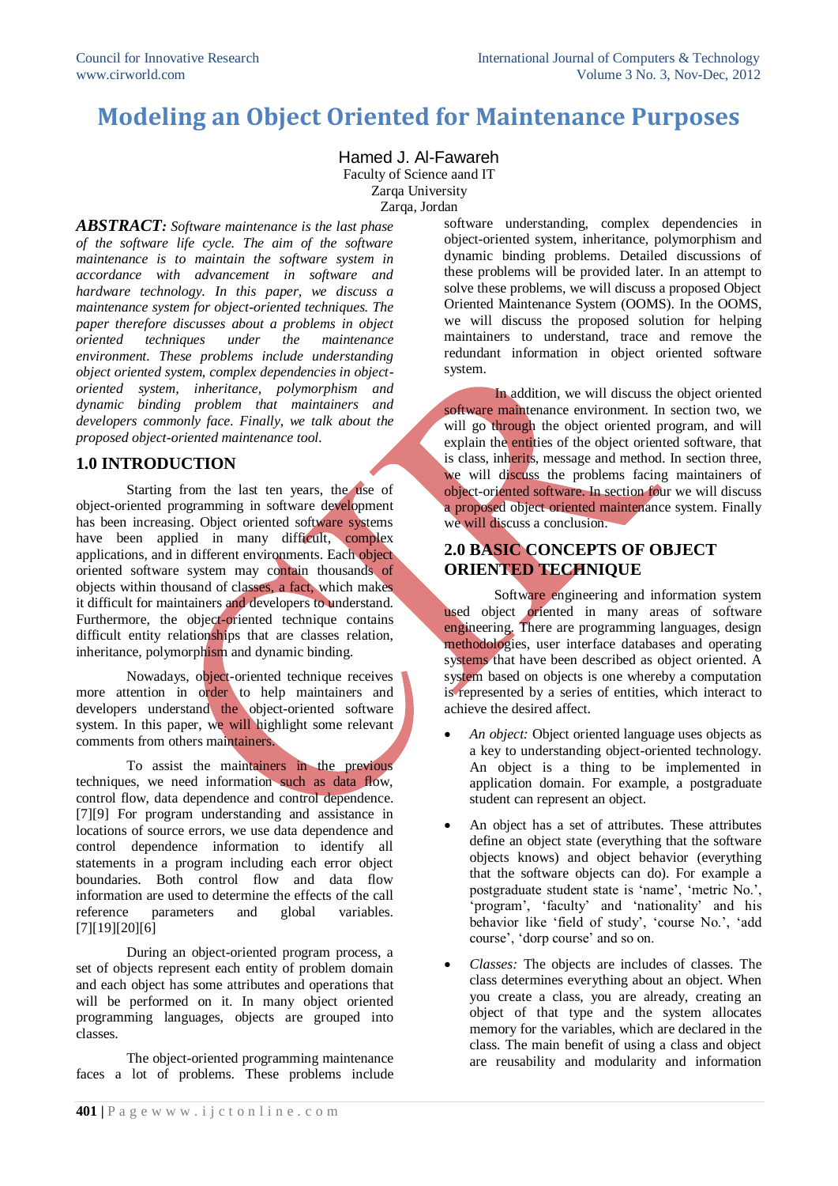# Modeling an Object Oriented for Maintenance Purposes

Hamed J. Al-Fawareh
Faculty of Science aand IT
Zarqa University
Zarqa, Jordan

***ABSTRACT:*** *Software maintenance is the last phase of the software life cycle. The aim of the software maintenance is to maintain the software system in accordance with advancement in software and hardware technology. In this paper, we discuss a maintenance system for object-oriented techniques. The paper therefore discusses about a problems in object oriented techniques under the maintenance environment. These problems include understanding object oriented system, complex dependencies in object-oriented system, inheritance, polymorphism and dynamic binding problem that maintainers and developers commonly face. Finally, we talk about the proposed object-oriented maintenance tool.*

## 1.0 INTRODUCTION

Starting from the last ten years, the use of object-oriented programming in software development has been increasing. Object oriented software systems have been applied in many difficult, complex applications, and in different environments. Each object oriented software system may contain thousands of objects within thousand of classes, a fact, which makes it difficult for maintainers and developers to understand. Furthermore, the object-oriented technique contains difficult entity relationships that are classes relation, inheritance, polymorphism and dynamic binding.

Nowadays, object-oriented technique receives more attention in order to help maintainers and developers understand the object-oriented software system. In this paper, we will highlight some relevant comments from others maintainers.

To assist the maintainers in the previous techniques, we need information such as data flow, control flow, data dependence and control dependence. [7][9] For program understanding and assistance in locations of source errors, we use data dependence and control dependence information to identify all statements in a program including each error object boundaries. Both control flow and data flow information are used to determine the effects of the call reference parameters and global variables. [7][19][20][6]

During an object-oriented program process, a set of objects represent each entity of problem domain and each object has some attributes and operations that will be performed on it. In many object oriented programming languages, objects are grouped into classes.

The object-oriented programming maintenance faces a lot of problems. These problems include software understanding, complex dependencies in object-oriented system, inheritance, polymorphism and dynamic binding problems. Detailed discussions of these problems will be provided later. In an attempt to solve these problems, we will discuss a proposed Object Oriented Maintenance System (OOMS). In the OOMS, we will discuss the proposed solution for helping maintainers to understand, trace and remove the redundant information in object oriented software system.

In addition, we will discuss the object oriented software maintenance environment. In section two, we will go through the object oriented program, and we will explain the entities of the object oriented software, that is class, inherits, message and method. In section three, we will discuss the problems facing maintainers of object-oriented software. In section four we will discuss a proposed object oriented maintenance system. Finally we will discuss a conclusion.

## 2.0 BASIC CONCEPTS OF OBJECT ORIENTED TECHNIQUE

Software engineering and information system used object oriented in many areas of software engineering. There are programming languages, design methodologies, user interface databases and operating systems that have been described as object oriented. A system based on objects is one whereby a computation is represented by a series of entities, which interact to achieve the desired affect.

- *An object:* Object oriented language uses objects as a key to understanding object-oriented technology. An object is a thing to be implemented in application domain. For example, a postgraduate student can represent an object.
- An object has a set of attributes. These attributes define an object state (everything that the software objects knows) and object behavior (everything that the software objects can do). For example a postgraduate student state is 'name', 'metric No.', 'program', 'faculty' and 'nationality' and his behavior like 'field of study', 'course No.', 'add course', 'dorp course' and so on.
- *Classes:* The objects are includes of classes. The class determines everything about an object. When you create a class, you are already, creating an object of that type and the system allocates memory for the variables, which are declared in the class. The main benefit of using a class and object are reusability and modularity and information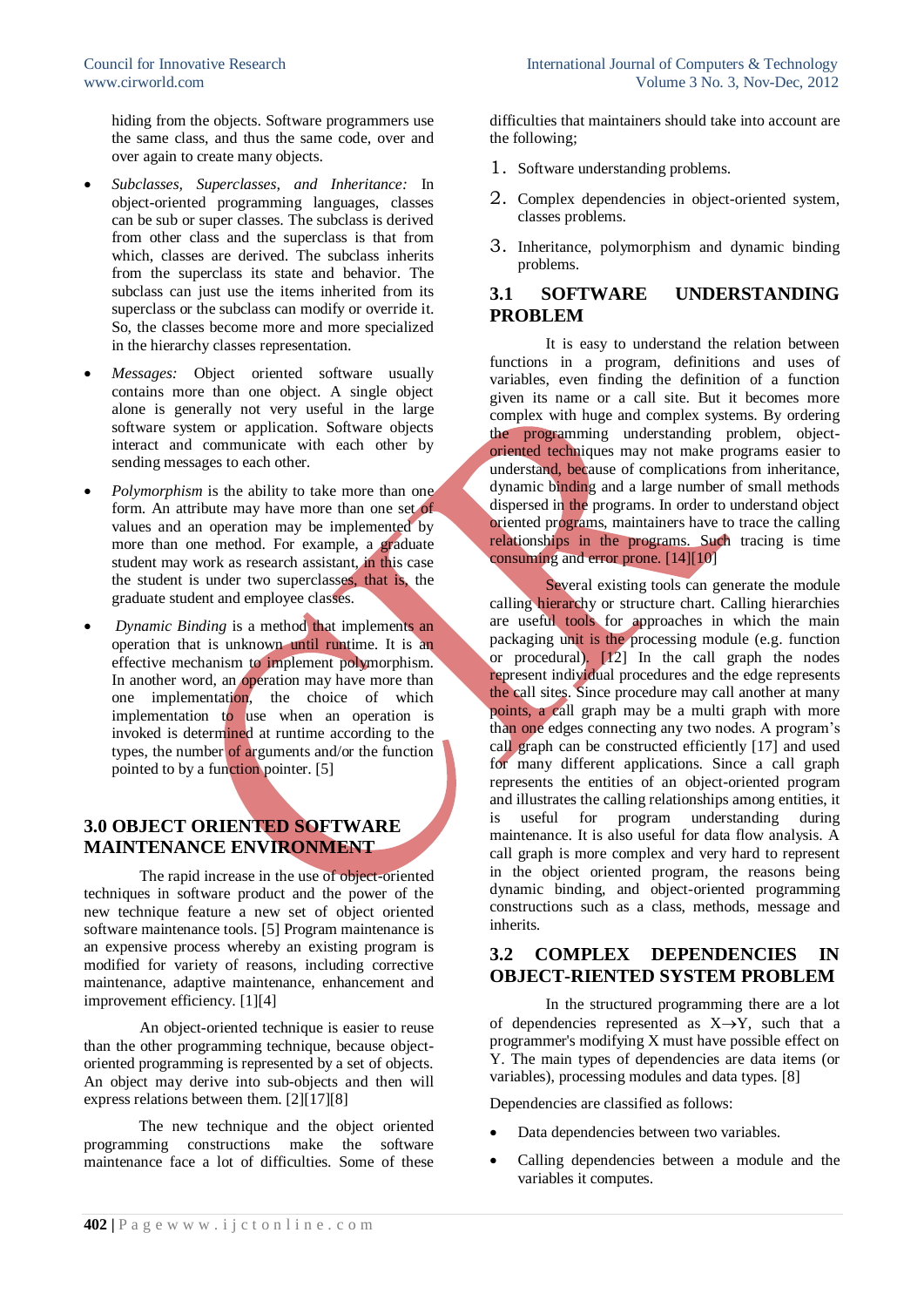hiding from the objects. Software programmers use the same class, and thus the same code, over and over again to create many objects.

- *Subclasses, Superclasses, and Inheritance:* In object-oriented programming languages, classes can be sub or super classes. The subclass is derived from other class and the superclass is that from which, classes are derived. The subclass inherits from the superclass its state and behavior. The subclass can just use the items inherited from its superclass or the subclass can modify or override it. So, the classes become more and more specialized in the hierarchy classes representation.
- *Messages:* Object oriented software usually contains more than one object. A single object alone is generally not very useful in the large software system or application. Software objects interact and communicate with each other by sending messages to each other.
- *Polymorphism* is the ability to take more than one form. An attribute may have more than one set of values and an operation may be implemented by more than one method. For example, a graduate student may work as research assistant, in this case the student is under two superclasses, that is, the graduate student and employee classes.
- *Dynamic Binding* is a method that implements an operation that is unknown until runtime. It is an effective mechanism to implement polymorphism. In another word, an operation may have more than one implementation, the choice of which implementation to use when an operation is invoked is determined at runtime according to the types, the number of arguments and/or the function pointed to by a function pointer. [5]

## 3.0 OBJECT ORIENTED SOFTWARE MAINTENANCE ENVIRONMENT

The rapid increase in the use of object-oriented techniques in software product and the power of the new technique feature a new set of object oriented software maintenance tools. [5] Program maintenance is an expensive process whereby an existing program is modified for variety of reasons, including corrective maintenance, adaptive maintenance, enhancement and improvement efficiency. [1][4]

An object-oriented technique is easier to reuse than the other programming technique, because object-oriented programming is represented by a set of objects. An object may derive into sub-objects and then will express relations between them. [2][17][8]

The new technique and the object oriented programming constructions make the software maintenance face a lot of difficulties. Some of these difficulties that maintainers should take into account are the following;

1. Software understanding problems.
2. Complex dependencies in object-oriented system, classes problems.
3. Inheritance, polymorphism and dynamic binding problems.

## 3.1 SOFTWARE UNDERSTANDING PROBLEM

It is easy to understand the relation between functions in a program, definitions and uses of variables, even finding the definition of a function given its name or a call site. But it becomes more complex with huge and complex systems. By ordering the programming understanding problem, object-oriented techniques may not make programs easier to understand, because of complications from inheritance, dynamic binding and a large number of small methods dispersed in the programs. In order to understand object oriented programs, maintainers have to trace the calling relationships in the programs. Such tracing is time consuming and error prone. [14][10]

Several existing tools can generate the module calling hierarchy or structure chart. Calling hierarchies are useful tools for approaches in which the main packaging unit is the processing module (e.g. function or procedural). [12] In the call graph the nodes represent individual procedures and the edge represents the call sites. Since procedure may call another at many points, a call graph may be a multi graph with more than one edges connecting any two nodes. A program's call graph can be constructed efficiently [17] and used for many different applications. Since a call graph represents the entities of an object-oriented program and illustrates the calling relationships among entities, it is useful for program understanding during maintenance. It is also useful for data flow analysis. A call graph is more complex and very hard to represent in the object oriented program, the reasons being dynamic binding, and object-oriented programming constructions such as a class, methods, message and inherits.

## 3.2 COMPLEX DEPENDENCIES IN OBJECT-RIENTED SYSTEM PROBLEM

In the structured programming there are a lot of dependencies represented as $X \rightarrow Y$, such that a programmer's modifying X must have possible effect on Y. The main types of dependencies are data items (or variables), processing modules and data types. [8]

Dependencies are classified as follows:

- Data dependencies between two variables.
- Calling dependencies between a module and the variables it computes.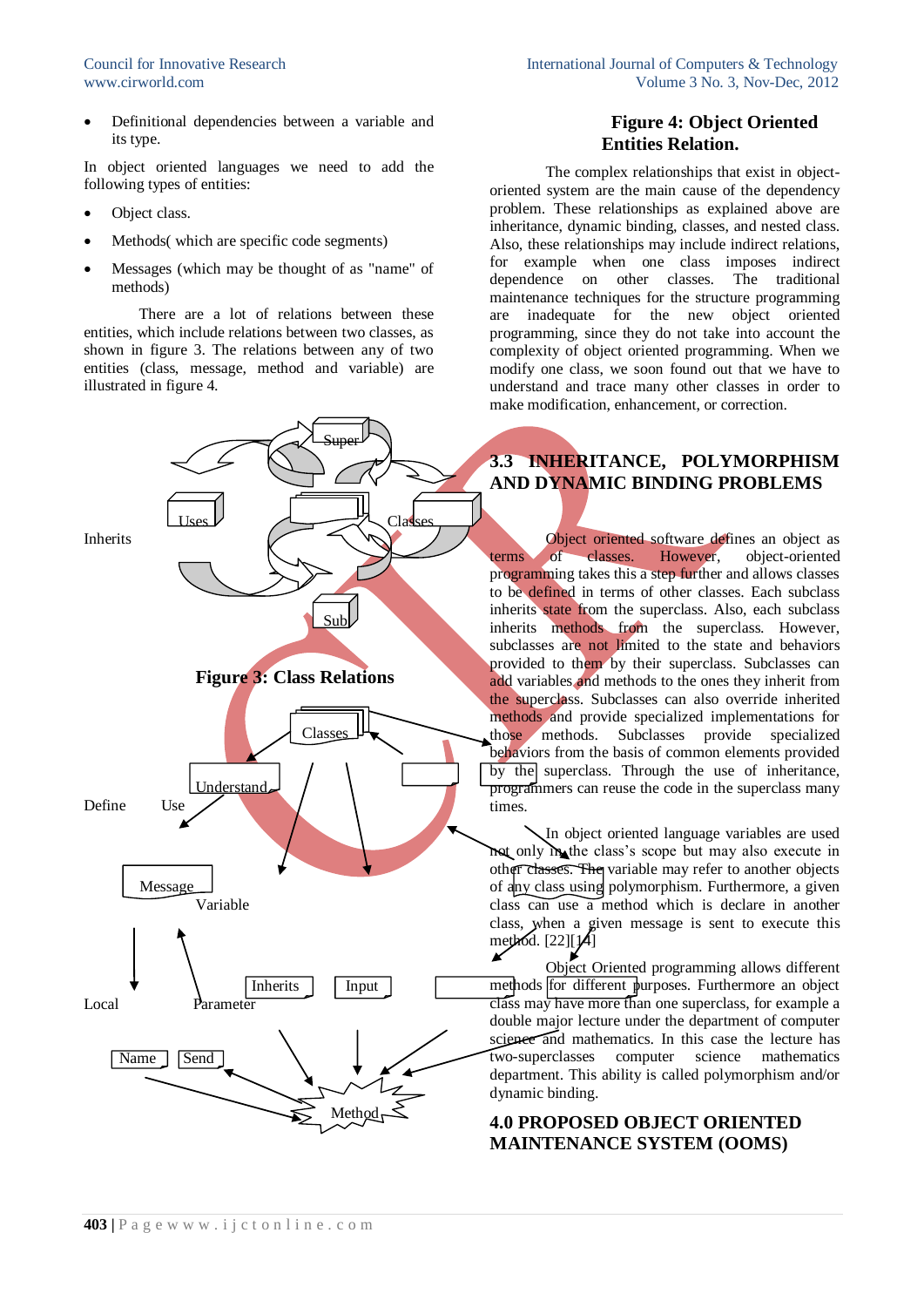- Definitional dependencies between a variable and its type.

In object oriented languages we need to add the following types of entities:

- Object class.
- Methods( which are specific code segments)
- Messages (which may be thought of as "name" of methods)

There are a lot of relations between these entities, which include relations between two classes, as shown in figure 3. The relations between any of two entities (class, message, method and variable) are illustrated in figure 4.

Super

Uses

Classes

Inherits

Sub

**Figure 3: Class Relations**

Classes

Understand

Define

Use

Message

Variable

Local

Parameter

Inherits

Input

Name

Send

Method

**Figure 4: Object Oriented Entities Relation.**

The complex relationships that exist in object-oriented system are the main cause of the dependency problem. These relationships as explained above are inheritance, dynamic binding, classes, and nested class. Also, these relationships may include indirect relations, for example when one class imposes indirect dependence on other classes. The traditional maintenance techniques for the structure programming are inadequate for the new object oriented programming, since they do not take into account the complexity of object oriented programming. When we modify one class, we soon found out that we need to understand and trace many other classes in order to make modification, enhancement, or correction.

## 3.3 INHERITANCE, POLYMORPHISM AND DYNAMIC BINDING PROBLEMS

Object oriented software defines an object as terms of classes. However, object-oriented programming takes this a step further and allows classes to be defined in terms of other classes. Each subclass inherits state from the superclass. Also, each subclass inherits methods from the superclass. However, subclasses are not limited to the state and behaviors provided to them by their superclass. Subclasses can add variables and methods to the ones they inherit from the superclass. Subclasses can also override inherited methods and provide specialized implementations for those methods. Subclasses provide specialized behaviors from the basis of common elements provided by the superclass. Through the use of inheritance, programmers can reuse the code in the superclass many times.

In object oriented language variables are used not only in the class's scope but may also execute in other classes. The variable may refer to another objects of any class using polymorphism. Furthermore, a given class can use a method which is declare in another class, when a given message is sent to execute this method. [22][14]

Object Oriented programming allows different methods for different purposes. Furthermore an object class may have more than one superclass, for example a double major lecture under the department of computer science and mathematics. In this case the lecture has two-superclasses computer science mathematics department. This ability is called polymorphism and/or dynamic binding.

## 4.0 PROPOSED OBJECT ORIENTED MAINTENANCE SYSTEM (OOMS)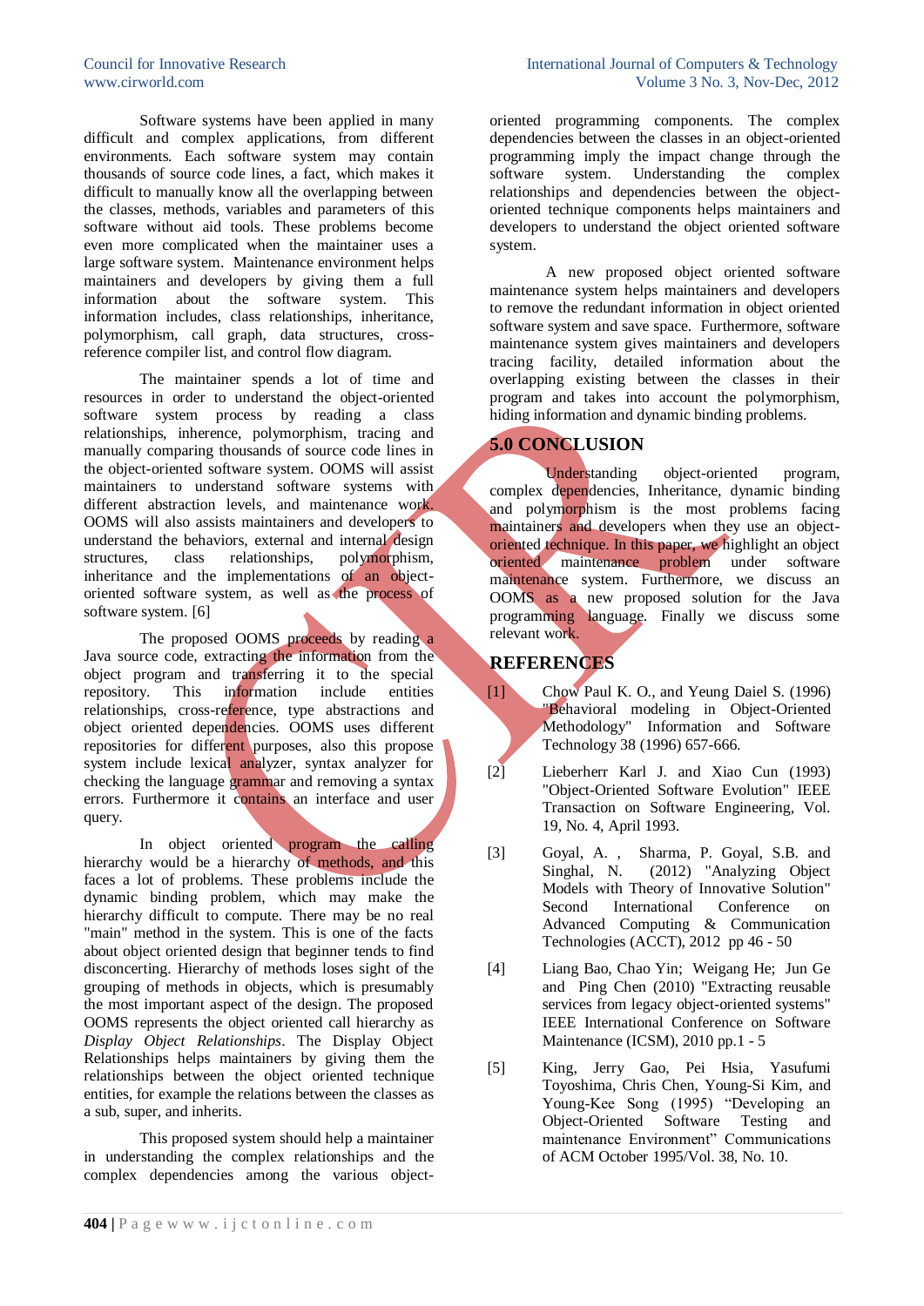Software systems have been applied in many difficult and complex applications, from different environments. Each software system may contain thousands of source code lines, a fact, which makes it difficult to manually know all the overlapping between the classes, methods, variables and parameters of this software without aid tools. These problems become even more complicated when the maintainer uses a large software system. Maintenance environment helps maintainers and developers by giving them a full information about the software system. This information includes, class relationships, inheritance, polymorphism, call graph, data structures, cross-reference compiler list, and control flow diagram.

The maintainer spends a lot of time and resources in order to understand the object-oriented software system process by reading a class relationships, inherence, polymorphism, tracing and manually comparing thousands of source code lines in the object-oriented software system. OOMS will assist maintainers to understand software systems with different abstraction levels, and maintenance work. OOMS will also assists maintainers and developers to understand the behaviors, external and internal design structures, class relationships, polymorphism, inheritance and the implementations of an object-oriented software system, as well as the process of software system. [6]

The proposed OOMS proceeds by reading a Java source code, extracting the information from the object program and transferring it to the special repository. This information include entities relationships, cross-reference, type abstractions and object oriented dependencies. OOMS uses different repositories for different purposes, also this propose system include lexical analyzer, syntax analyzer for checking the language grammar and removing a syntax errors. Furthermore it contains an interface and user query.

In object oriented program the calling hierarchy would be a hierarchy of methods, and this faces a lot of problems. These problems include the dynamic binding problem, which may make the hierarchy difficult to compute. There may be no real "main" method in the system. This is one of the facts about object oriented design that beginner tends to find disconcerting. Hierarchy of methods loses sight of the grouping of methods in objects, which is presumably the most important aspect of the design. The proposed OOMS represents the object oriented call hierarchy as *Display Object Relationships*. The Display Object Relationships helps maintainers by giving them the relationships between the object oriented technique entities, for example the relations between the classes as a sub, super, and inherits.

This proposed system should help a maintainer in understanding the complex relationships and the complex dependencies among the various object-oriented programming components. The complex dependencies between the classes in an object-oriented programming imply the impact change through the software system. Understanding the complex relationships and dependencies between the object-oriented technique components helps maintainers and developers to understand the object oriented software system.

A new proposed object oriented software maintenance system helps maintainers and developers to remove the redundant information in object oriented software system and save space. Furthermore, software maintenance system gives maintainers and developers tracing facility, detailed information about the overlapping existing between the classes in their program and takes into account the polymorphism, hiding information and dynamic binding problems.

## 5.0 CONCLUSION

Understanding object-oriented program, complex dependencies, Inheritance, dynamic binding and polymorphism is the most problems facing maintainers and developers when they use an object-oriented technique. In this paper, we highlight an object oriented maintenance problem under software maintenance system. Furthermore, we discuss an OOMS as a new proposed solution for the Java programming language. Finally we discuss some relevant work.

## REFERENCES

[1] Chow Paul K. O., and Yeung Daiel S. (1996) "Behavioral modeling in Object-Oriented Methodology" Information and Software Technology 38 (1996) 657-666.

[2] Lieberherr Karl J. and Xiao Cun (1993) "Object-Oriented Software Evolution" IEEE Transaction on Software Engineering, Vol. 19, No. 4, April 1993.

[3] Goyal, A. , Sharma, P. Goyal, S.B. and Singhal, N. (2012) "Analyzing Object Models with Theory of Innovative Solution" Second International Conference on Advanced Computing & Communication Technologies (ACCT), 2012 pp 46 - 50

[4] Liang Bao, Chao Yin; Weigang He; Jun Ge and Ping Chen (2010) "Extracting reusable services from legacy object-oriented systems" IEEE International Conference on Software Maintenance (ICSM), 2010 pp.1 - 5

[5] King, Jerry Gao, Pei Hsia, Yasufumi Toyoshima, Chris Chen, Young-Si Kim, and Young-Kee Song (1995) "Developing an Object-Oriented Software Testing and maintenance Environment" Communications of ACM October 1995/Vol. 38, No. 10.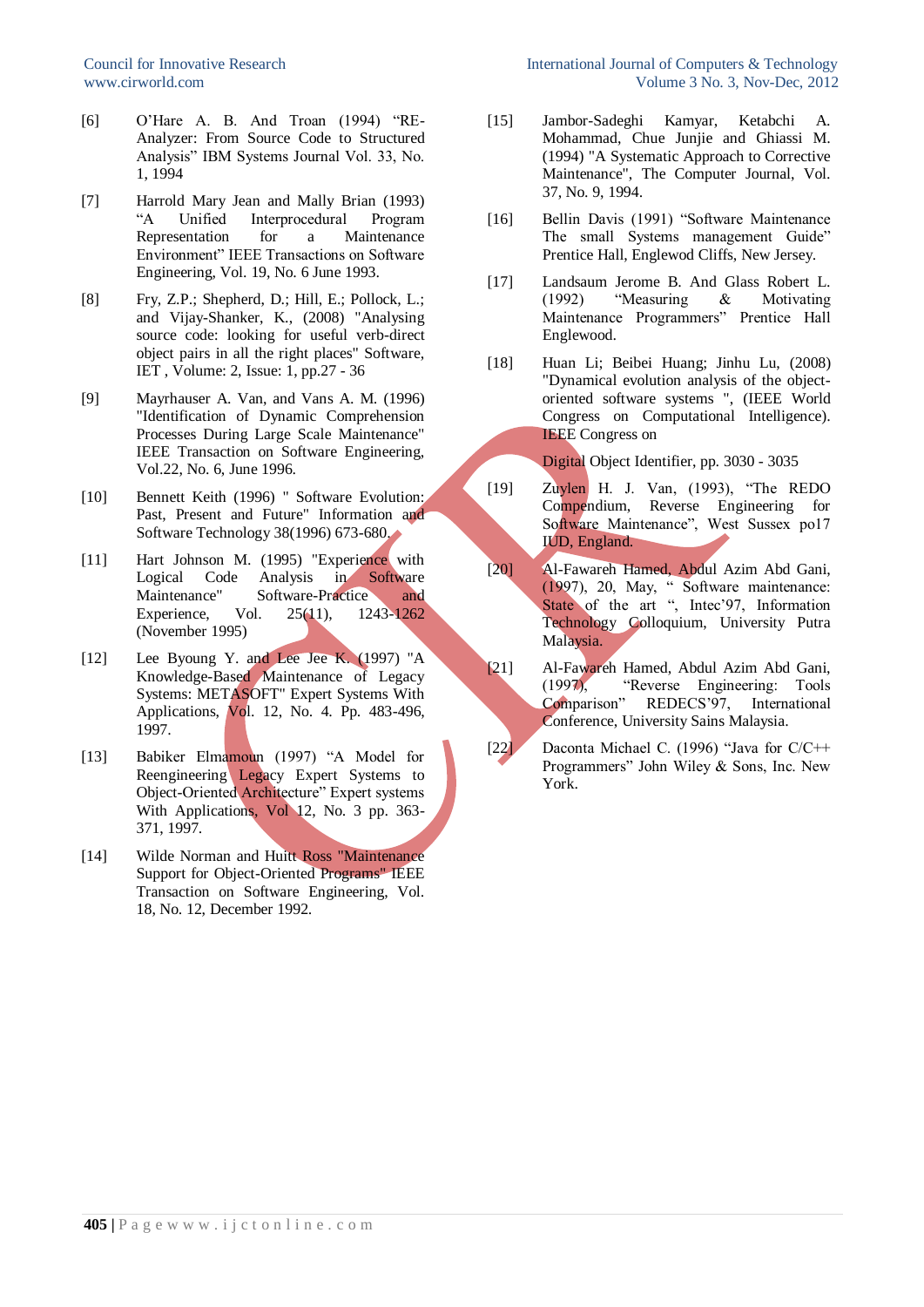[6] O'Hare A. B. And Troan (1994) "RE-Analyzer: From Source Code to Structured Analysis" IBM Systems Journal Vol. 33, No. 1, 1994

[7] Harrold Mary Jean and Mally Brian (1993) "A Unified Interprocedural Program Representation for a Maintenance Environment" IEEE Transactions on Software Engineering, Vol. 19, No. 6 June 1993.

[8] Fry, Z.P.; Shepherd, D.; Hill, E.; Pollock, L.; and Vijay-Shanker, K., (2008) "Analysing source code: looking for useful verb-direct object pairs in all the right places" Software, IET , Volume: 2, Issue: 1, pp.27 - 36

[9] Mayrhauser A. Van, and Vans A. M. (1996) "Identification of Dynamic Comprehension Processes During Large Scale Maintenance" IEEE Transaction on Software Engineering, Vol.22, No. 6, June 1996.

[10] Bennett Keith (1996) " Software Evolution: Past, Present and Future" Information and Software Technology 38(1996) 673-680.

[11] Hart Johnson M. (1995) "Experience with Logical Code Analysis in Software Maintenance" Software-Practice and Experience, Vol. 25(11), 1243-1262 (November 1995)

[12] Lee Byoung Y. and Lee Jee K. (1997) "A Knowledge-Based Maintenance of Legacy Systems: METASOFT" Expert Systems With Applications, Vol. 12, No. 4. Pp. 483-496, 1997.

[13] Babiker Elmamoun (1997) "A Model for Reengineering Legacy Expert Systems to Object-Oriented Architecture" Expert systems With Applications, Vol 12, No. 3 pp. 363-371, 1997.

[14] Wilde Norman and Huitt Ross "Maintenance Support for Object-Oriented Programs" IEEE Transaction on Software Engineering, Vol. 18, No. 12, December 1992.

[15] Jambor-Sadeghi Kamyar, Ketabchi A. Mohammad, Chue Junjie and Ghiassi M. (1994) "A Systematic Approach to Corrective Maintenance", The Computer Journal, Vol. 37, No. 9, 1994.

[16] Bellin Davis (1991) "Software Maintenance The small Systems management Guide" Prentice Hall, Englewod Cliffs, New Jersey.

[17] Landsaum Jerome B. And Glass Robert L. (1992) "Measuring & Motivating Maintenance Programmers" Prentice Hall Englewood.

[18] Huan Li; Beibei Huang; Jinhu Lu, (2008) "Dynamical evolution analysis of the object-oriented software systems ", (IEEE World Congress on Computational Intelligence). IEEE Congress on

Digital Object Identifier, pp. 3030 - 3035

[19] Zuylen H. J. Van, (1993), "The REDO Compendium, Reverse Engineering for Software Maintenance", West Sussex po17 IUD, England.

[20] Al-Fawareh Hamed, Abdul Azim Abd Gani, (1997), 20, May, " Software maintenance: State of the art ", Intec'97, Information Technology Colloquium, University Putra Malaysia.

[21] Al-Fawareh Hamed, Abdul Azim Abd Gani, (1997), "Reverse Engineering: Tools Comparison" REDECS'97, International Conference, University Sains Malaysia.

[22] Daconta Michael C. (1996) "Java for C/C++ Programmers" John Wiley & Sons, Inc. New York.